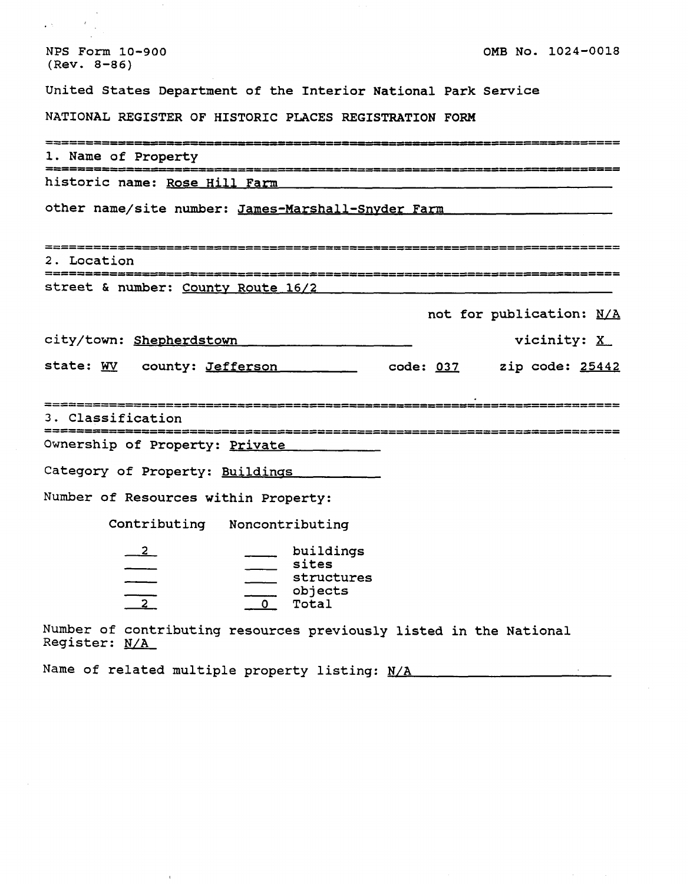NPS Form 10-900
(Rev. 8-86)

OMB No. 1024-0018

United States Department of the Interior National Park Service

NATIONAL REGISTER OF HISTORIC PLACES REGISTRATION FORM

## 1. Name of Property

historic name: Rose Hill Farm

other name/site number: James-Marshall-Snyder Farm

## 2. Location

street & number: County Route 16/2

not for publication: N/A

city/town: Shepherdstown

vicinity: X

state: WV county: Jefferson code: 037 zip code: 25442

## 3. Classification

Ownership of Property: Private

Category of Property: Buildings

Number of Resources within Property:

| Contributing | Noncontributing | |
|---|---|---|
| 2 | | buildings |
| | | sites |
| | | structures |
| | | objects |
| 2 | 0 | Total |

Number of contributing resources previously listed in the National Register: N/A

Name of related multiple property listing: N/A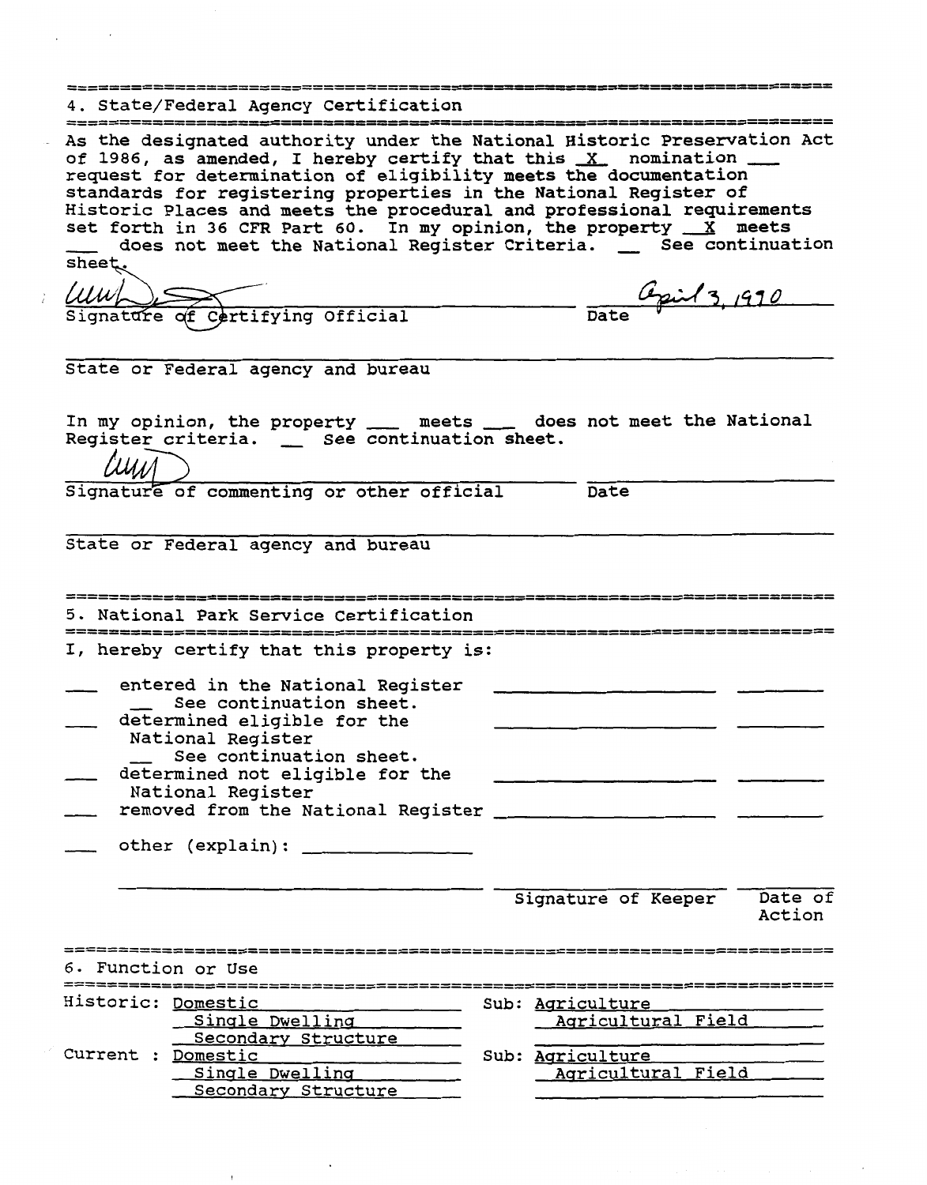## 4. State/Federal Agency Certification

As the designated authority under the National Historic Preservation Act of 1986, as amended, I hereby certify that this _X_ nomination ___ request for determination of eligibility meets the documentation standards for registering properties in the National Register of Historic Places and meets the procedural and professional requirements set forth in 36 CFR Part 60. In my opinion, the property _X_ meets ___ does not meet the National Register Criteria. __ See continuation sheet.

Signature of Certifying Official — Date: April 3, 1990

State or Federal agency and bureau

In my opinion, the property ___ meets ___ does not meet the National Register criteria. __ See continuation sheet.

Signature of commenting or other official — Date

State or Federal agency and bureau

## 5. National Park Service Certification

I, hereby certify that this property is:

- ___ entered in the National Register
  - __ See continuation sheet.
- ___ determined eligible for the National Register
  - __ See continuation sheet.
- ___ determined not eligible for the National Register
- ___ removed from the National Register
- ___ other (explain): ______________

Signature of Keeper — Date of Action

## 6. Function or Use

| | | |
|---|---|---|
| Historic: | Domestic | Sub: Agriculture |
| | Single Dwelling | Agricultural Field |
| | Secondary Structure | |
| Current : | Domestic | Sub: Agriculture |
| | Single Dwelling | Agricultural Field |
| | Secondary Structure | |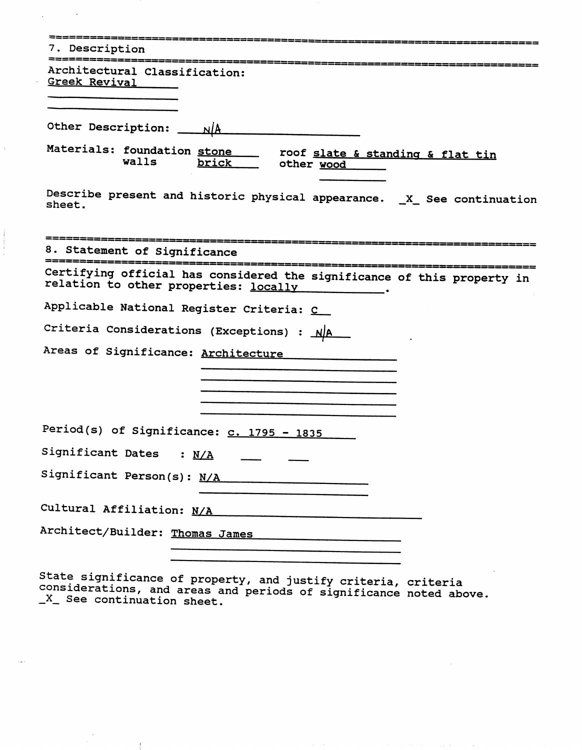## 7. Description

Architectural Classification:
Greek Revival

Other Description: N/A

Materials: foundation stone     roof slate & standing & flat tin
walls brick     other wood

Describe present and historic physical appearance. _X_ See continuation sheet.

## 8. Statement of Significance

Certifying official has considered the significance of this property in relation to other properties: locally.

Applicable National Register Criteria: C

Criteria Considerations (Exceptions) : N/A

Areas of Significance: Architecture

Period(s) of Significance: c. 1795 - 1835

Significant Dates : N/A

Significant Person(s): N/A

Cultural Affiliation: N/A

Architect/Builder: Thomas James

State significance of property, and justify criteria, criteria considerations, and areas and periods of significance noted above. _X_ See continuation sheet.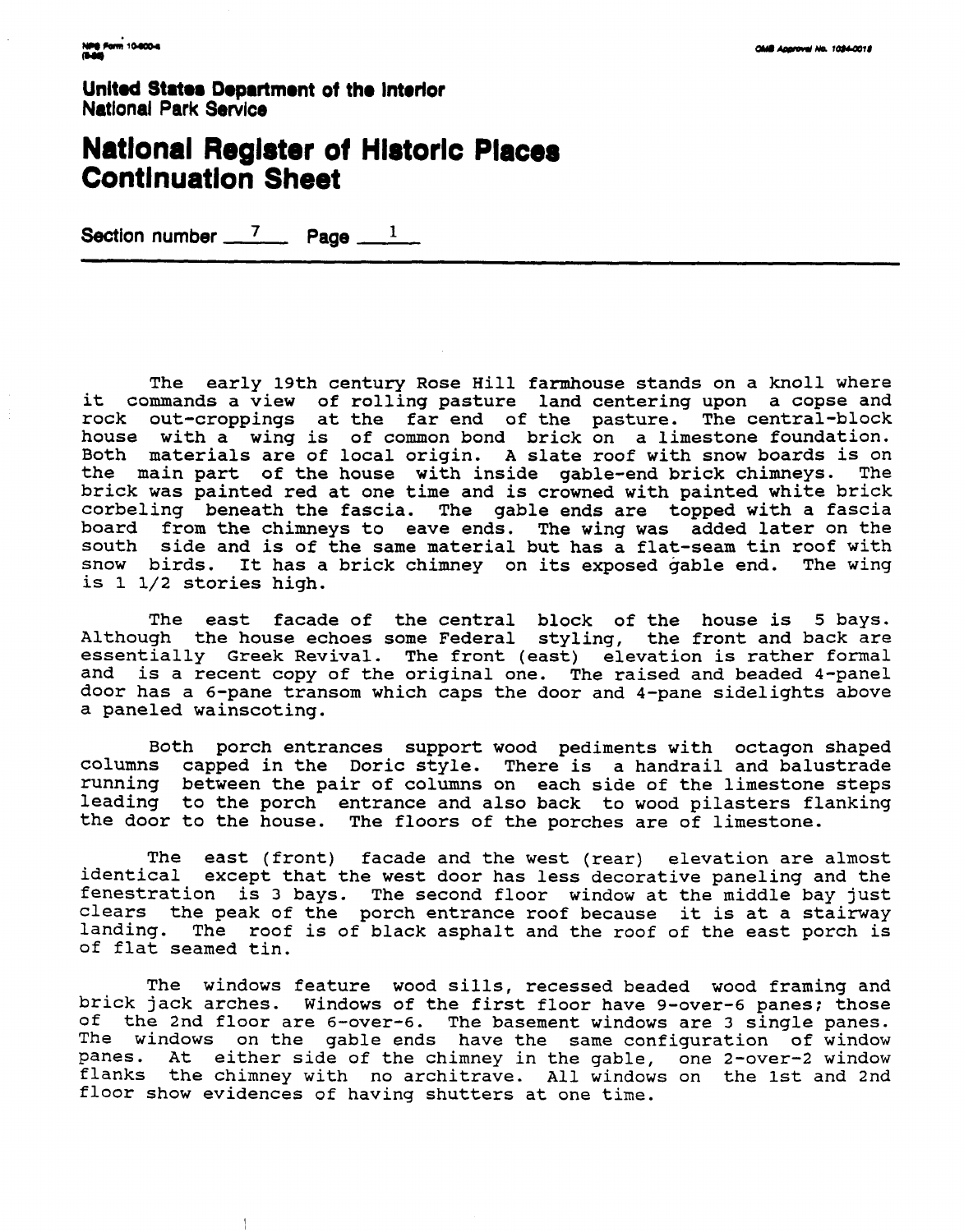United States Department of the Interior
National Park Service

# National Register of Historic Places Continuation Sheet

Section number 7 Page 1

The early 19th century Rose Hill farmhouse stands on a knoll where it commands a view of rolling pasture land centering upon a copse and rock out-croppings at the far end of the pasture. The central-block house with a wing is of common bond brick on a limestone foundation. Both materials are of local origin. A slate roof with snow boards is on the main part of the house with inside gable-end brick chimneys. The brick was painted red at one time and is crowned with painted white brick corbeling beneath the fascia. The gable ends are topped with a fascia board from the chimneys to eave ends. The wing was added later on the south side and is of the same material but has a flat-seam tin roof with snow birds. It has a brick chimney on its exposed gable end. The wing is 1 1/2 stories high.

The east facade of the central block of the house is 5 bays. Although the house echoes some Federal styling, the front and back are essentially Greek Revival. The front (east) elevation is rather formal and is a recent copy of the original one. The raised and beaded 4-panel door has a 6-pane transom which caps the door and 4-pane sidelights above a paneled wainscoting.

Both porch entrances support wood pediments with octagon shaped columns capped in the Doric style. There is a handrail and balustrade running between the pair of columns on each side of the limestone steps leading to the porch entrance and also back to wood pilasters flanking the door to the house. The floors of the porches are of limestone.

The east (front) facade and the west (rear) elevation are almost identical except that the west door has less decorative paneling and the fenestration is 3 bays. The second floor window at the middle bay just clears the peak of the porch entrance roof because it is at a stairway landing. The roof is of black asphalt and the roof of the east porch is of flat seamed tin.

The windows feature wood sills, recessed beaded wood framing and brick jack arches. Windows of the first floor have 9-over-6 panes; those of the 2nd floor are 6-over-6. The basement windows are 3 single panes. The windows on the gable ends have the same configuration of window panes. At either side of the chimney in the gable, one 2-over-2 window flanks the chimney with no architrave. All windows on the 1st and 2nd floor show evidences of having shutters at one time.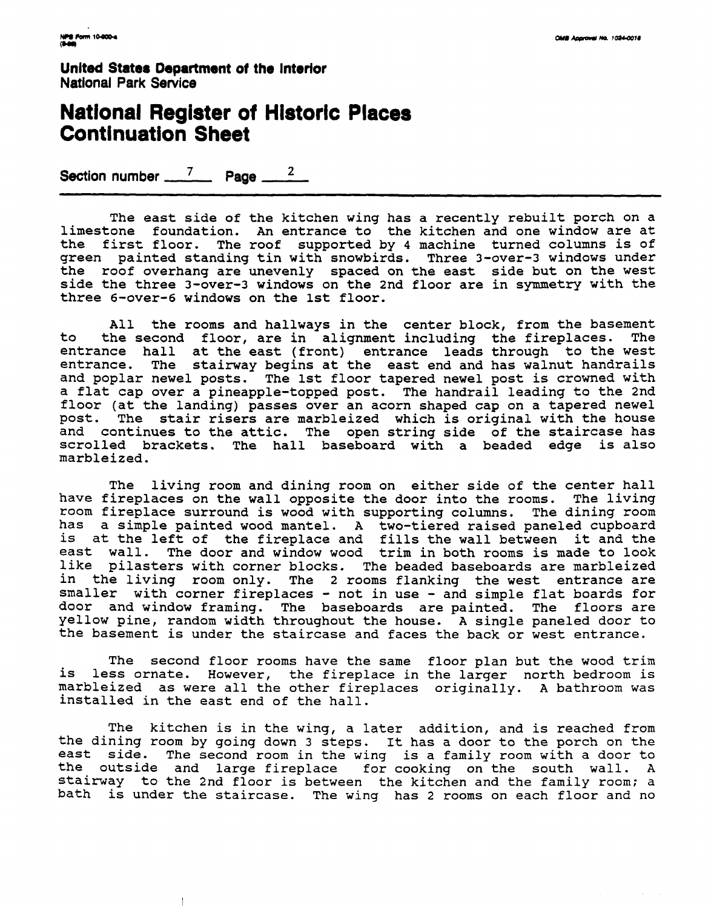**United States Department of the Interior**
**National Park Service**

# National Register of Historic Places Continuation Sheet

**Section number** 7 **Page** 2

The east side of the kitchen wing has a recently rebuilt porch on a limestone foundation. An entrance to the kitchen and one window are at the first floor. The roof supported by 4 machine turned columns is of green painted standing tin with snowbirds. Three 3-over-3 windows under the roof overhang are unevenly spaced on the east side but on the west side the three 3-over-3 windows on the 2nd floor are in symmetry with the three 6-over-6 windows on the 1st floor.

All the rooms and hallways in the center block, from the basement to the second floor, are in alignment including the fireplaces. The entrance hall at the east (front) entrance leads through to the west entrance. The stairway begins at the east end and has walnut handrails and poplar newel posts. The 1st floor tapered newel post is crowned with a flat cap over a pineapple-topped post. The handrail leading to the 2nd floor (at the landing) passes over an acorn shaped cap on a tapered newel post. The stair risers are marbleized which is original with the house and continues to the attic. The open string side of the staircase has scrolled brackets. The hall baseboard with a beaded edge is also marbleized.

The living room and dining room on either side of the center hall have fireplaces on the wall opposite the door into the rooms. The living room fireplace surround is wood with supporting columns. The dining room has a simple painted wood mantel. A two-tiered raised paneled cupboard is at the left of the fireplace and fills the wall between it and the east wall. The door and window wood trim in both rooms is made to look like pilasters with corner blocks. The beaded baseboards are marbleized in the living room only. The 2 rooms flanking the west entrance are smaller with corner fireplaces - not in use - and simple flat boards for door and window framing. The baseboards are painted. The floors are yellow pine, random width throughout the house. A single paneled door to the basement is under the staircase and faces the back or west entrance.

The second floor rooms have the same floor plan but the wood trim is less ornate. However, the fireplace in the larger north bedroom is marbleized as were all the other fireplaces originally. A bathroom was installed in the east end of the hall.

The kitchen is in the wing, a later addition, and is reached from the dining room by going down 3 steps. It has a door to the porch on the east side. The second room in the wing is a family room with a door to the outside and large fireplace for cooking on the south wall. A stairway to the 2nd floor is between the kitchen and the family room; a bath is under the staircase. The wing has 2 rooms on each floor and no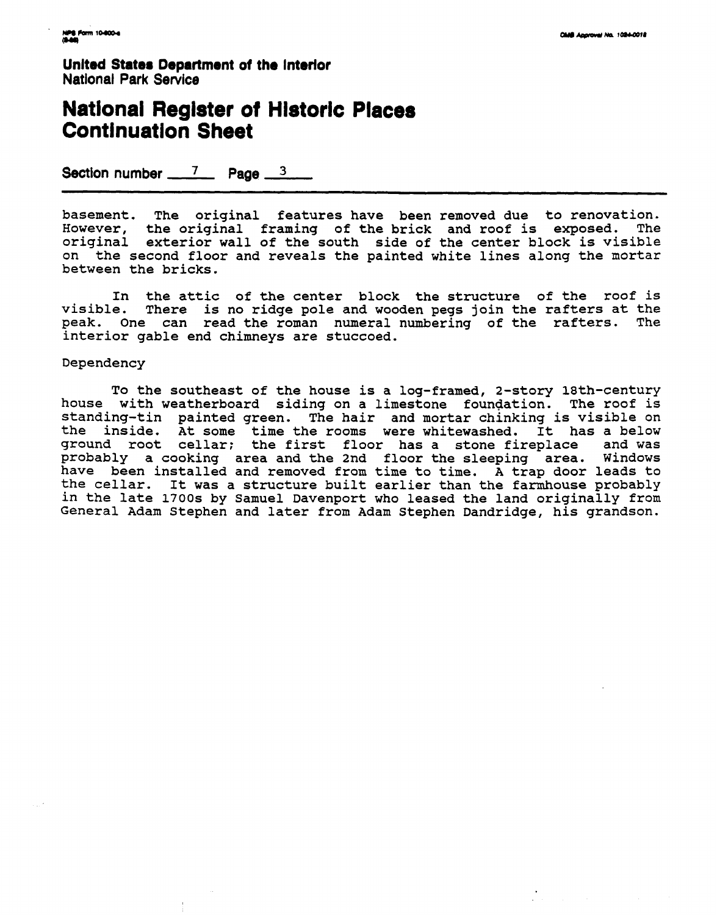United States Department of the Interior
National Park Service

# National Register of Historic Places Continuation Sheet

Section number 7 Page 3

basement. The original features have been removed due to renovation. However, the original framing of the brick and roof is exposed. The original exterior wall of the south side of the center block is visible on the second floor and reveals the painted white lines along the mortar between the bricks.

In the attic of the center block the structure of the roof is visible. There is no ridge pole and wooden pegs join the rafters at the peak. One can read the roman numeral numbering of the rafters. The interior gable end chimneys are stuccoed.

Dependency

To the southeast of the house is a log-framed, 2-story 18th-century house with weatherboard siding on a limestone foundation. The roof is standing-tin painted green. The hair and mortar chinking is visible on the inside. At some time the rooms were whitewashed. It has a below ground root cellar; the first floor has a stone fireplace and was probably a cooking area and the 2nd floor the sleeping area. Windows have been installed and removed from time to time. A trap door leads to the cellar. It was a structure built earlier than the farmhouse probably in the late 1700s by Samuel Davenport who leased the land originally from General Adam Stephen and later from Adam Stephen Dandridge, his grandson.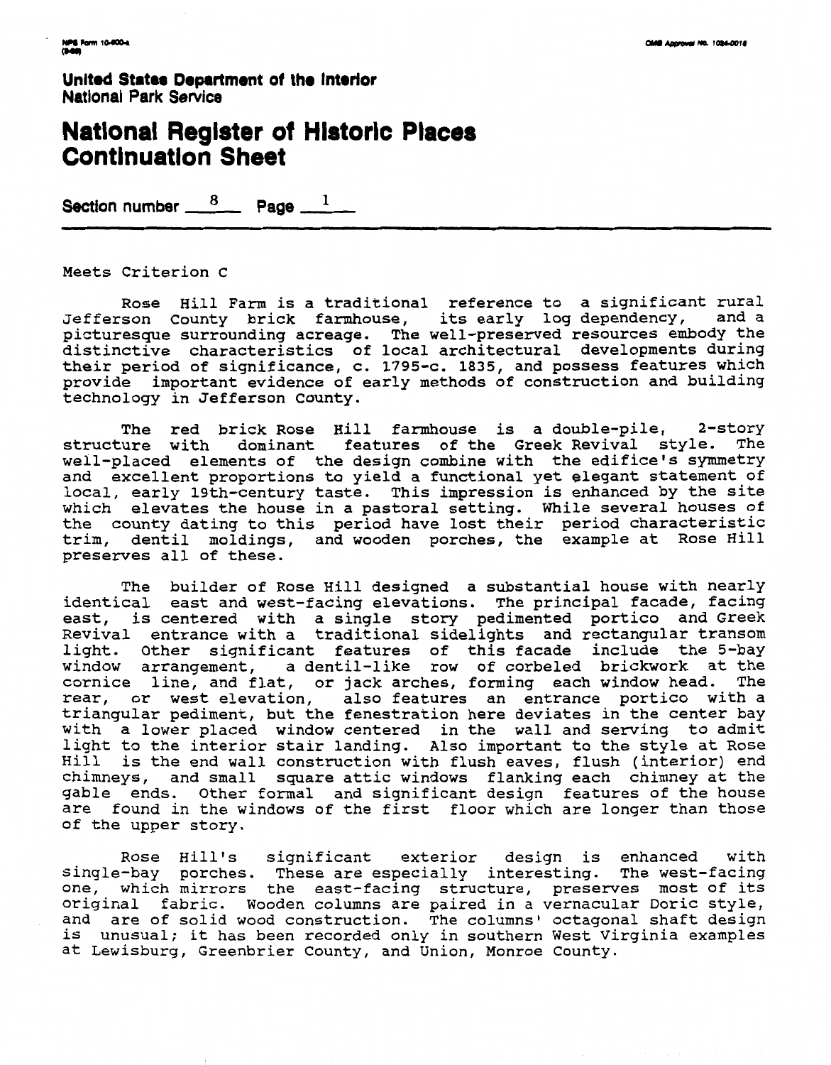United States Department of the Interior
National Park Service

# National Register of Historic Places Continuation Sheet

Section number 8 Page 1

Meets Criterion C

Rose Hill Farm is a traditional reference to a significant rural Jefferson County brick farmhouse, its early log dependency, and a picturesque surrounding acreage. The well-preserved resources embody the distinctive characteristics of local architectural developments during their period of significance, c. 1795-c. 1835, and possess features which provide important evidence of early methods of construction and building technology in Jefferson County.

The red brick Rose Hill farmhouse is a double-pile, 2-story structure with dominant features of the Greek Revival style. The well-placed elements of the design combine with the edifice's symmetry and excellent proportions to yield a functional yet elegant statement of local, early 19th-century taste. This impression is enhanced by the site which elevates the house in a pastoral setting. While several houses of the county dating to this period have lost their period characteristic trim, dentil moldings, and wooden porches, the example at Rose Hill preserves all of these.

The builder of Rose Hill designed a substantial house with nearly identical east and west-facing elevations. The principal facade, facing east, is centered with a single story pedimented portico and Greek Revival entrance with a traditional sidelights and rectangular transom light. Other significant features of this facade include the 5-bay window arrangement, a dentil-like row of corbeled brickwork at the cornice line, and flat, or jack arches, forming each window head. The rear, or west elevation, also features an entrance portico with a triangular pediment, but the fenestration here deviates in the center bay with a lower placed window centered in the wall and serving to admit light to the interior stair landing. Also important to the style at Rose Hill is the end wall construction with flush eaves, flush (interior) end chimneys, and small square attic windows flanking each chimney at the gable ends. Other formal and significant design features of the house are found in the windows of the first floor which are longer than those of the upper story.

Rose Hill's significant exterior design is enhanced with single-bay porches. These are especially interesting. The west-facing one, which mirrors the east-facing structure, preserves most of its original fabric. Wooden columns are paired in a vernacular Doric style, and are of solid wood construction. The columns' octagonal shaft design is unusual; it has been recorded only in southern West Virginia examples at Lewisburg, Greenbrier County, and Union, Monroe County.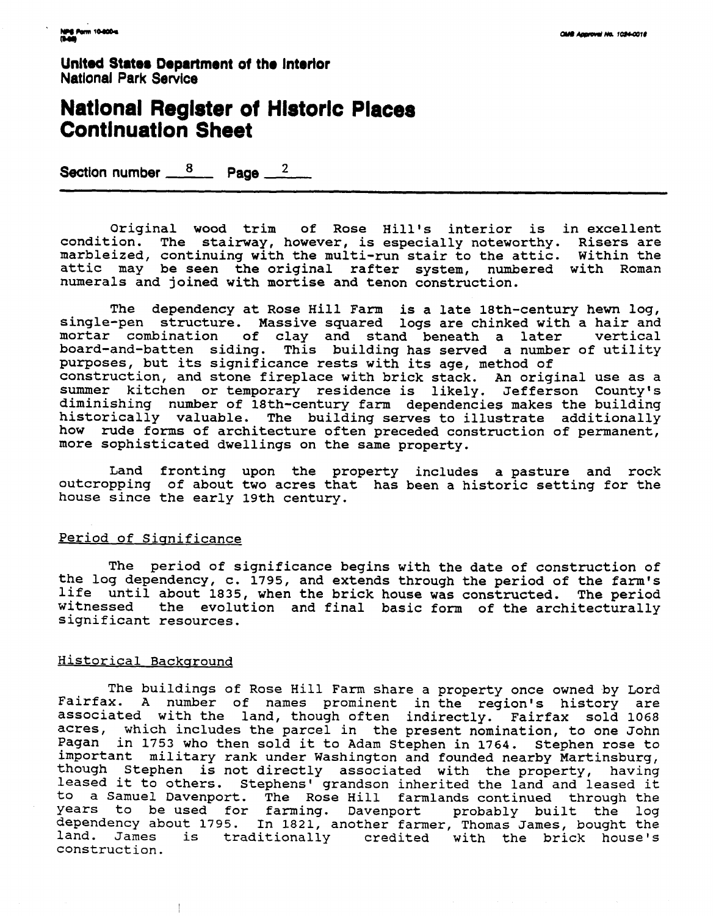United States Department of the Interior
National Park Service

# National Register of Historic Places Continuation Sheet

Section number 8 Page 2

Original wood trim of Rose Hill's interior is in excellent condition. The stairway, however, is especially noteworthy. Risers are marbleized, continuing with the multi-run stair to the attic. Within the attic may be seen the original rafter system, numbered with Roman numerals and joined with mortise and tenon construction.

The dependency at Rose Hill Farm is a late 18th-century hewn log, single-pen structure. Massive squared logs are chinked with a hair and mortar combination of clay and stand beneath a later vertical board-and-batten siding. This building has served a number of utility purposes, but its significance rests with its age, method of construction, and stone fireplace with brick stack. An original use as a summer kitchen or temporary residence is likely. Jefferson County's diminishing number of 18th-century farm dependencies makes the building historically valuable. The building serves to illustrate additionally how rude forms of architecture often preceded construction of permanent, more sophisticated dwellings on the same property.

Land fronting upon the property includes a pasture and rock outcropping of about two acres that has been a historic setting for the house since the early 19th century.

## Period of Significance

The period of significance begins with the date of construction of the log dependency, c. 1795, and extends through the period of the farm's life until about 1835, when the brick house was constructed. The period witnessed the evolution and final basic form of the architecturally significant resources.

## Historical Background

The buildings of Rose Hill Farm share a property once owned by Lord Fairfax. A number of names prominent in the region's history are associated with the land, though often indirectly. Fairfax sold 1068 acres, which includes the parcel in the present nomination, to one John Pagan in 1753 who then sold it to Adam Stephen in 1764. Stephen rose to important military rank under Washington and founded nearby Martinsburg, though Stephen is not directly associated with the property, having leased it to others. Stephens' grandson inherited the land and leased it to a Samuel Davenport. The Rose Hill farmlands continued through the years to be used for farming. Davenport probably built the log dependency about 1795. In 1821, another farmer, Thomas James, bought the land. James is traditionally credited with the brick house's construction.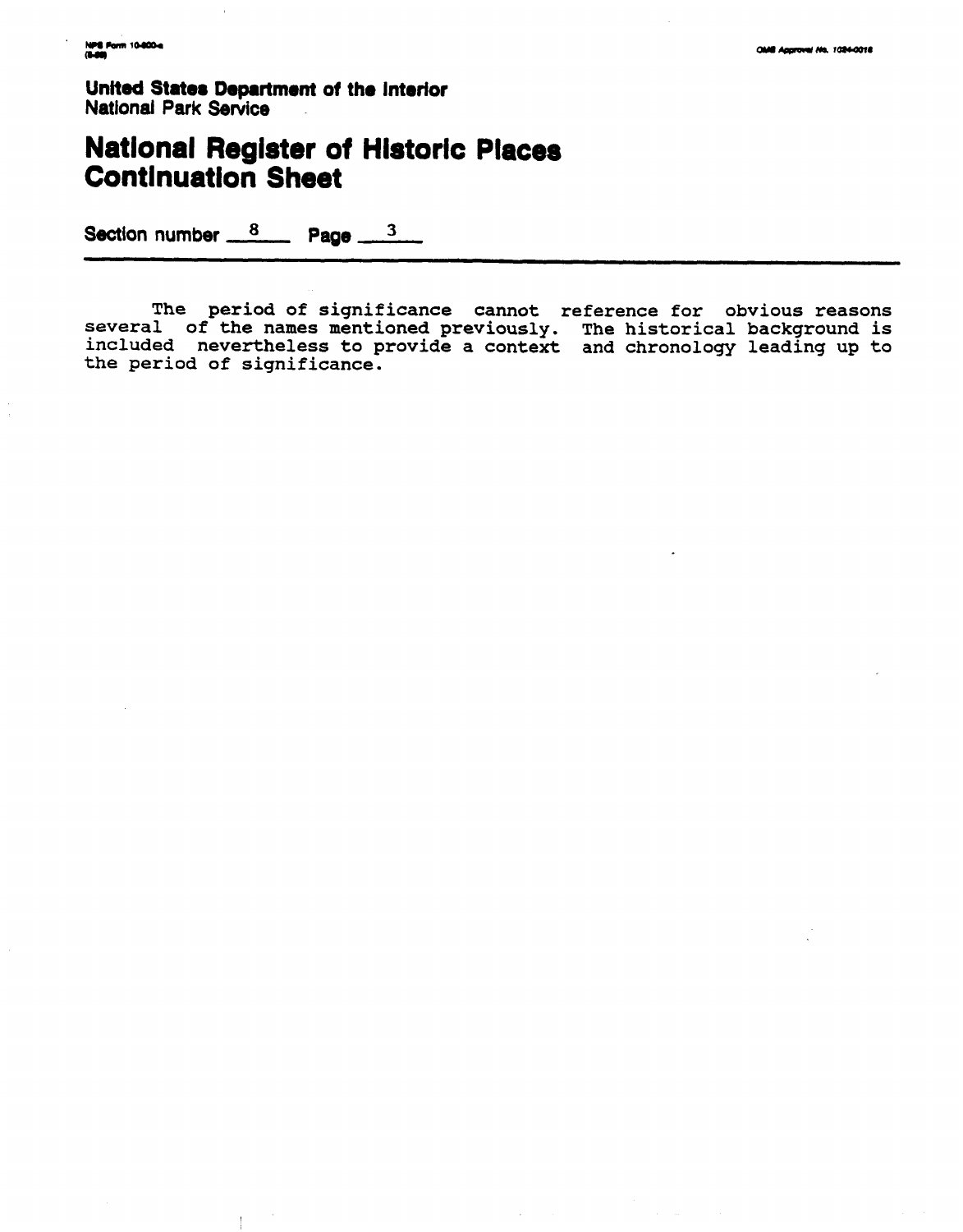United States Department of the Interior
National Park Service

# National Register of Historic Places Continuation Sheet

Section number 8 Page 3

The period of significance cannot reference for obvious reasons several of the names mentioned previously. The historical background is included nevertheless to provide a context and chronology leading up to the period of significance.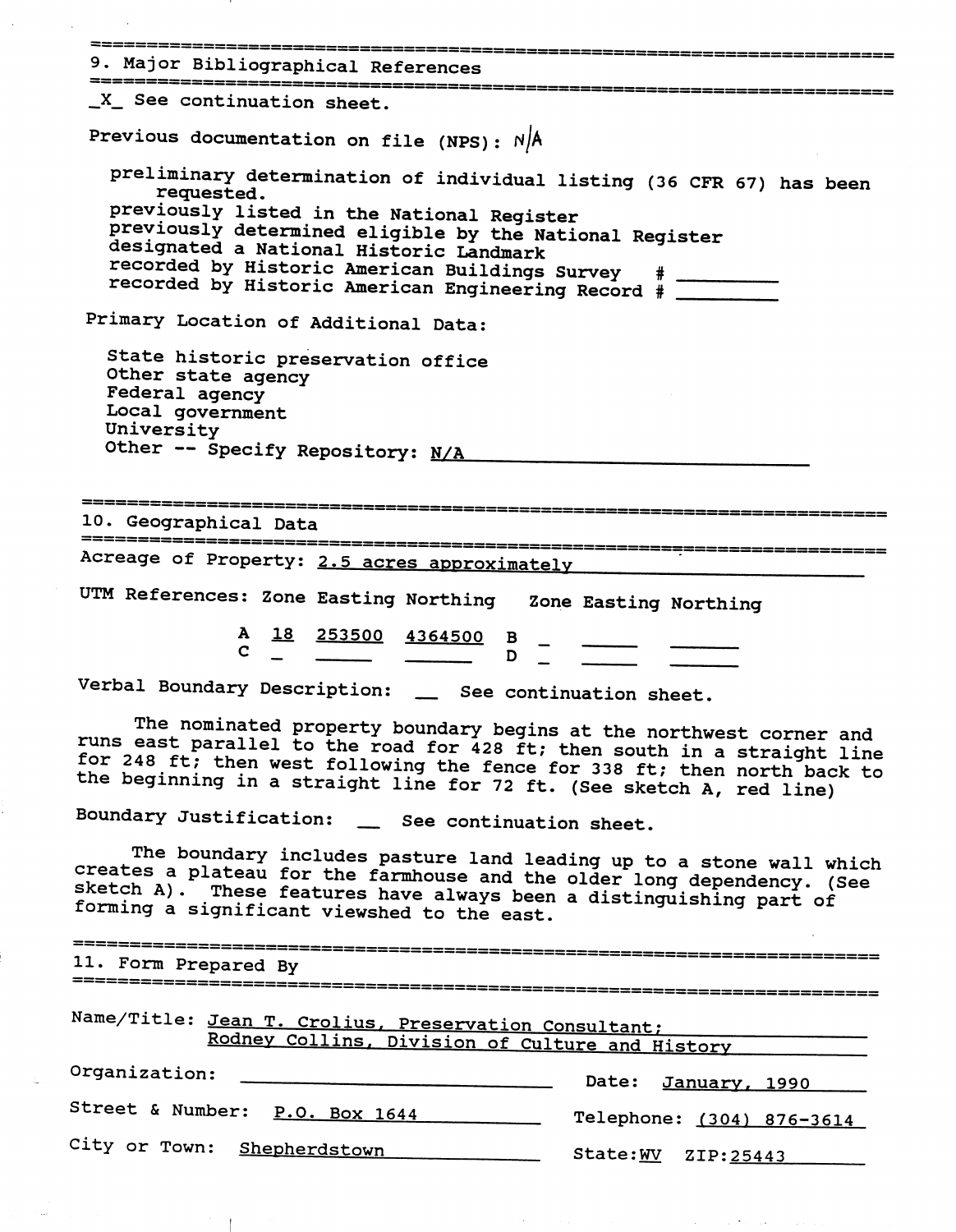## 9. Major Bibliographical References

_X_ See continuation sheet.

Previous documentation on file (NPS): N/A

preliminary determination of individual listing (36 CFR 67) has been requested.
previously listed in the National Register
previously determined eligible by the National Register
designated a National Historic Landmark
recorded by Historic American Buildings Survey # ________
recorded by Historic American Engineering Record # ________

Primary Location of Additional Data:

State historic preservation office
Other state agency
Federal agency
Local government
University
Other -- Specify Repository: N/A

## 10. Geographical Data

Acreage of Property: 2.5 acres approximately

UTM References:

| | Zone | Easting | Northing | | Zone | Easting | Northing |
|---|---|---|---|---|---|---|---|
| A | 18 | 253500 | 4364500 | B | _ | _____ | ______ |
| C | _ | ______ | ______ | D | _ | _____ | ______ |

Verbal Boundary Description: __ See continuation sheet.

The nominated property boundary begins at the northwest corner and runs east parallel to the road for 428 ft; then south in a straight line for 248 ft; then west following the fence for 338 ft; then north back to the beginning in a straight line for 72 ft. (See sketch A, red line)

Boundary Justification: __ See continuation sheet.

The boundary includes pasture land leading up to a stone wall which creates a plateau for the farmhouse and the older long dependency. (See sketch A). These features have always been a distinguishing part of forming a significant viewshed to the east.

## 11. Form Prepared By

Name/Title: Jean T. Crolius, Preservation Consultant; Rodney Collins, Division of Culture and History

Organization: ______________________ Date: January, 1990

Street & Number: P.O. Box 1644 Telephone: (304) 876-3614

City or Town: Shepherdstown State: WV ZIP: 25443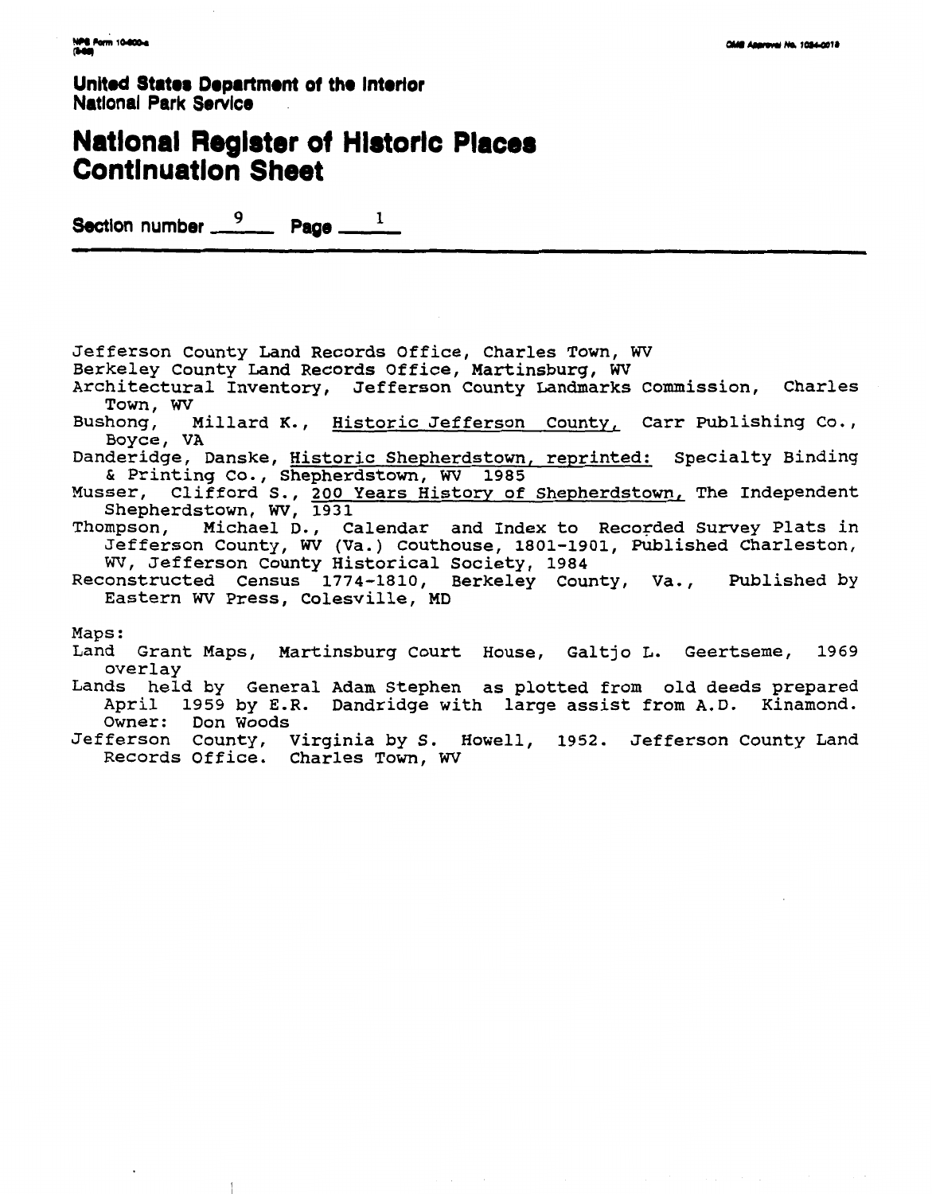United States Department of the Interior
National Park Service

# National Register of Historic Places Continuation Sheet

Section number 9 Page 1

Jefferson County Land Records Office, Charles Town, WV
Berkeley County Land Records Office, Martinsburg, WV
Architectural Inventory, Jefferson County Landmarks Commission, Charles Town, WV
Bushong, Millard K., Historic Jefferson County, Carr Publishing Co., Boyce, VA
Danderidge, Danske, Historic Shepherdstown, reprinted: Specialty Binding & Printing Co., Shepherdstown, WV 1985
Musser, Clifford S., 200 Years History of Shepherdstown, The Independent Shepherdstown, WV, 1931
Thompson, Michael D., Calendar and Index to Recorded Survey Plats in Jefferson County, WV (Va.) Couthouse, 1801-1901, Published Charleston, WV, Jefferson County Historical Society, 1984
Reconstructed Census 1774-1810, Berkeley County, Va., Published by Eastern WV Press, Colesville, MD

Maps:
Land Grant Maps, Martinsburg Court House, Galtjo L. Geertseme, 1969 overlay
Lands held by General Adam Stephen as plotted from old deeds prepared April 1959 by E.R. Dandridge with large assist from A.D. Kinamond. Owner: Don Woods
Jefferson County, Virginia by S. Howell, 1952. Jefferson County Land Records Office. Charles Town, WV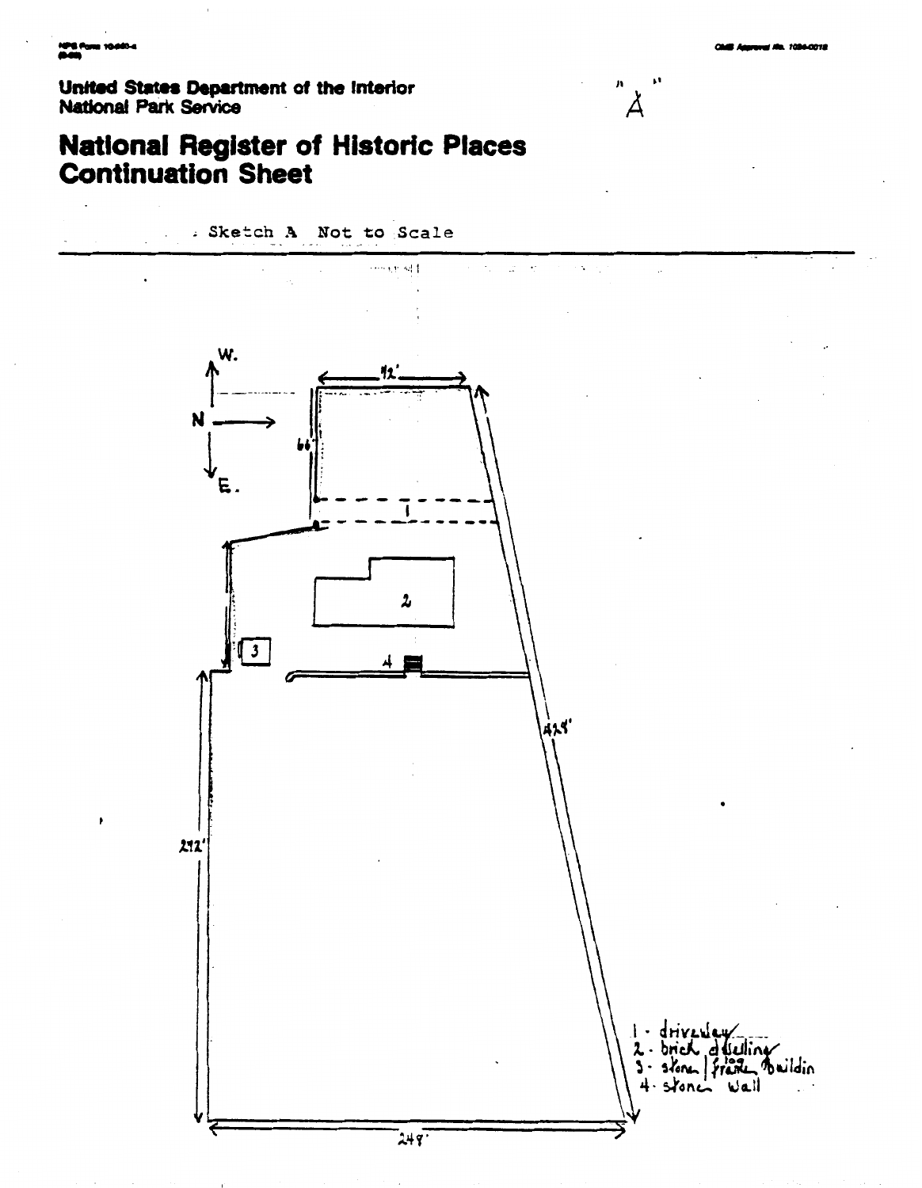United States Department of the Interior
National Park Service

# National Register of Historic Places Continuation Sheet

"A"

Sketch A Not to Scale

W.

N

E.

92'

66'

1

2

3

4

428'

272'

248'

1 - driveway
2 - brick dwelling
3 - stone | log frame building
4 - stone wall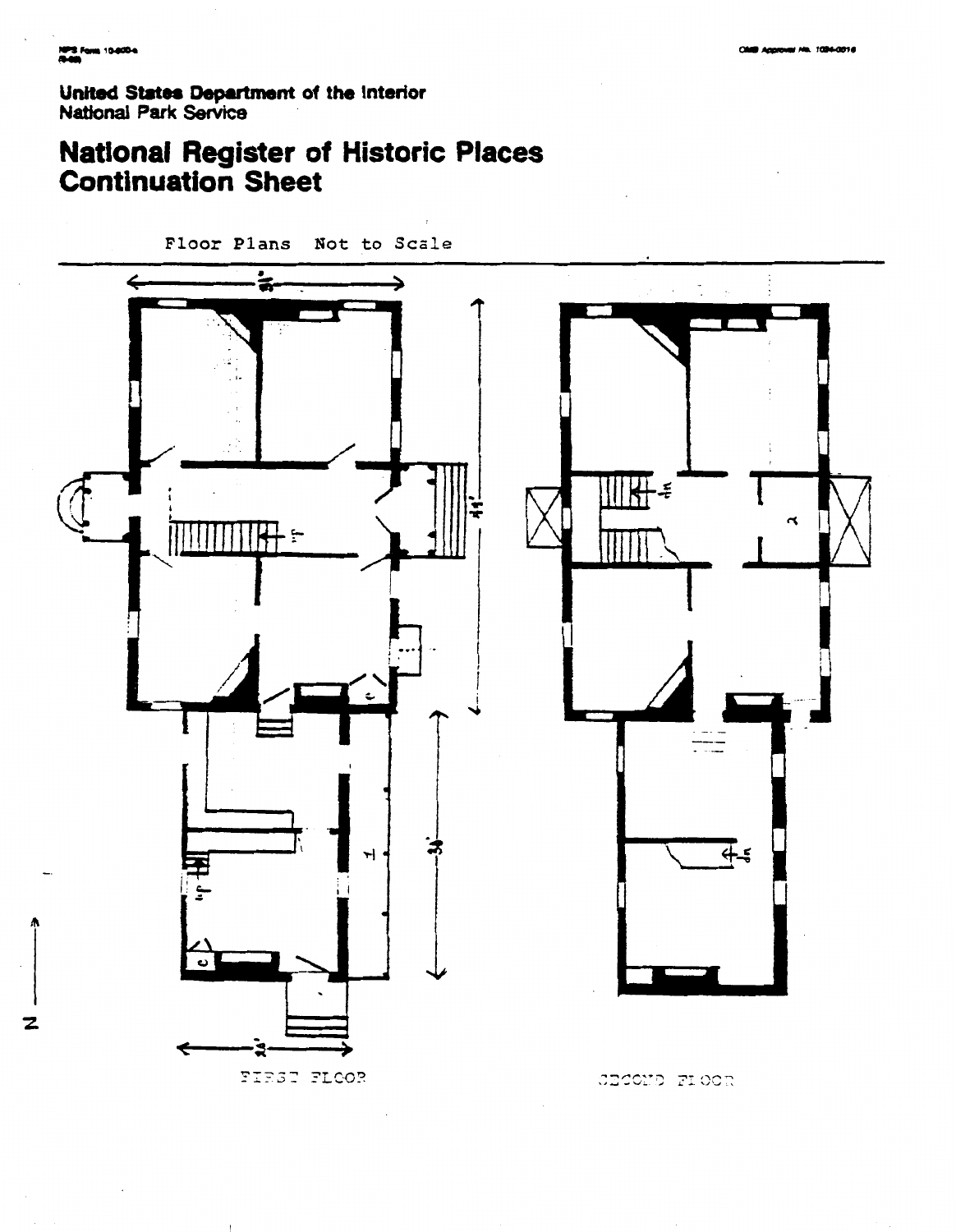United States Department of the Interior
National Park Service

# National Register of Historic Places Continuation Sheet

Floor Plans Not to Scale

FIRST FLOOR

SECOND FLOOR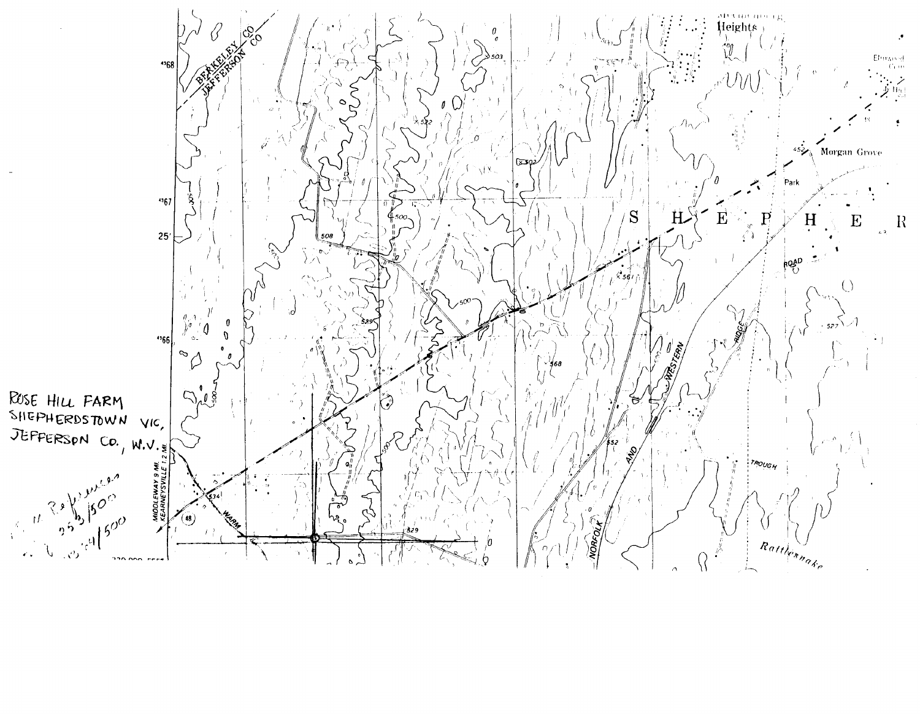ROSE HILL FARM
SHEPHERDSTOWN VIC,
JEFFERSON CO., W.V.

UTM References
253/500
4366/500

BERKELEY CO
JEFFERSON CO

Heights

Morgan Grove

Park

S H E P H E R

ROAD

RIDGE

NORFOLK AND WESTERN

TROUGH

Rattlesnake

WARM

MIDDLEWAY 9 MI.
KEARNEYSVILLE 1.2 MI.

4368

4367

25'

4366

503

522

502

500

508

529

561

568

452

527

552

574

529

48